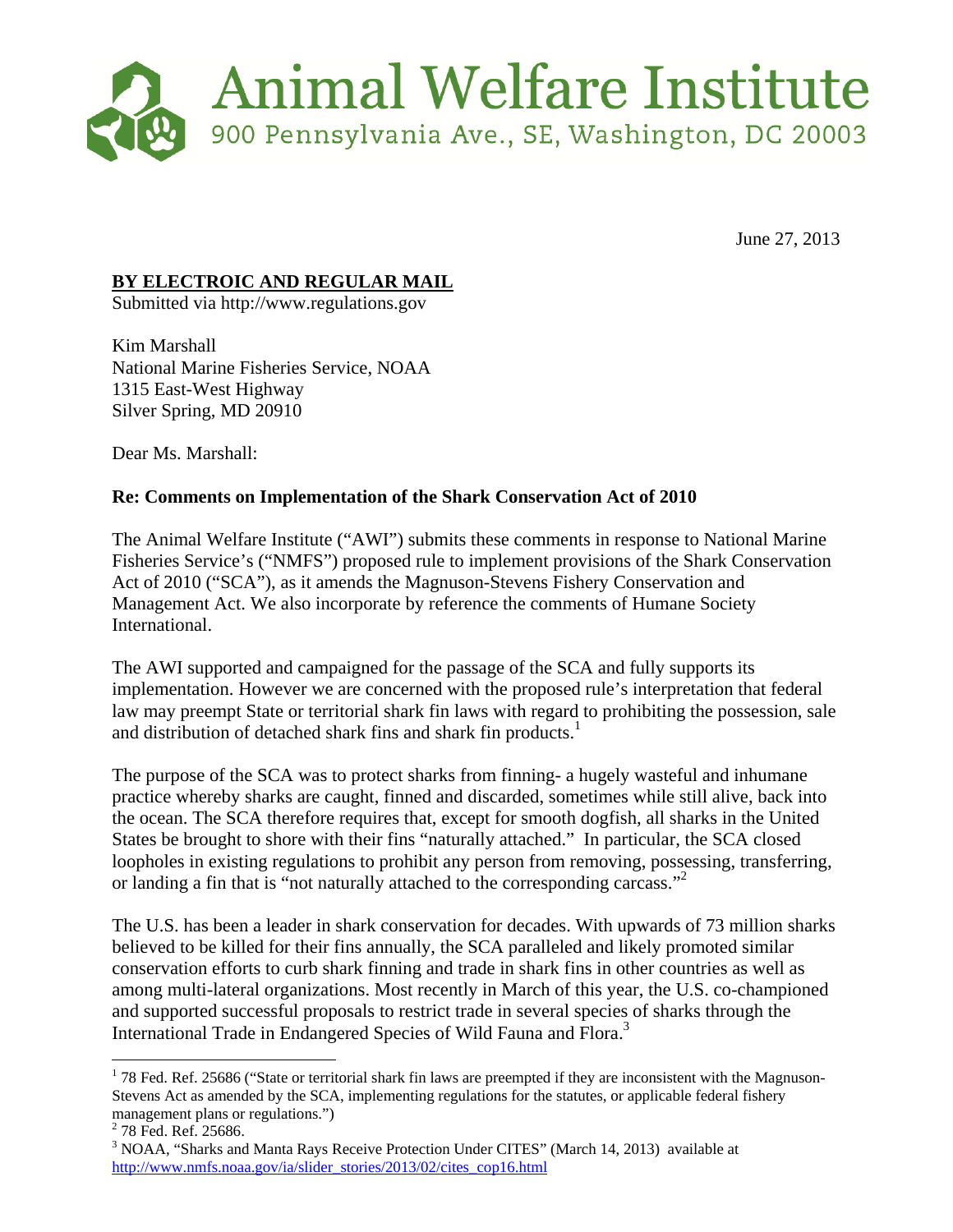# Animal Welfare Institute

900 Pennsylvania Ave., SE, Washington, DC 20003

June 27, 2013

**BY ELECTROIC AND REGULAR MAIL**

Submitted via http://www.regulations.gov

Kim Marshall
National Marine Fisheries Service, NOAA
1315 East-West Highway
Silver Spring, MD 20910

Dear Ms. Marshall:

**Re: Comments on Implementation of the Shark Conservation Act of 2010**

The Animal Welfare Institute ("AWI") submits these comments in response to National Marine Fisheries Service's ("NMFS") proposed rule to implement provisions of the Shark Conservation Act of 2010 ("SCA"), as it amends the Magnuson-Stevens Fishery Conservation and Management Act. We also incorporate by reference the comments of Humane Society International.

The AWI supported and campaigned for the passage of the SCA and fully supports its implementation. However we are concerned with the proposed rule's interpretation that federal law may preempt State or territorial shark fin laws with regard to prohibiting the possession, sale and distribution of detached shark fins and shark fin products.[1]

The purpose of the SCA was to protect sharks from finning- a hugely wasteful and inhumane practice whereby sharks are caught, finned and discarded, sometimes while still alive, back into the ocean. The SCA therefore requires that, except for smooth dogfish, all sharks in the United States be brought to shore with their fins "naturally attached." In particular, the SCA closed loopholes in existing regulations to prohibit any person from removing, possessing, transferring, or landing a fin that is "not naturally attached to the corresponding carcass."[2]

The U.S. has been a leader in shark conservation for decades. With upwards of 73 million sharks believed to be killed for their fins annually, the SCA paralleled and likely promoted similar conservation efforts to curb shark finning and trade in shark fins in other countries as well as among multi-lateral organizations. Most recently in March of this year, the U.S. co-championed and supported successful proposals to restrict trade in several species of sharks through the International Trade in Endangered Species of Wild Fauna and Flora.[3]

---

[1] 78 Fed. Ref. 25686 ("State or territorial shark fin laws are preempted if they are inconsistent with the Magnuson-Stevens Act as amended by the SCA, implementing regulations for the statutes, or applicable federal fishery management plans or regulations.")

[2] 78 Fed. Ref. 25686.

[3] NOAA, "Sharks and Manta Rays Receive Protection Under CITES" (March 14, 2013) available at http://www.nmfs.noaa.gov/ia/slider_stories/2013/02/cites_cop16.html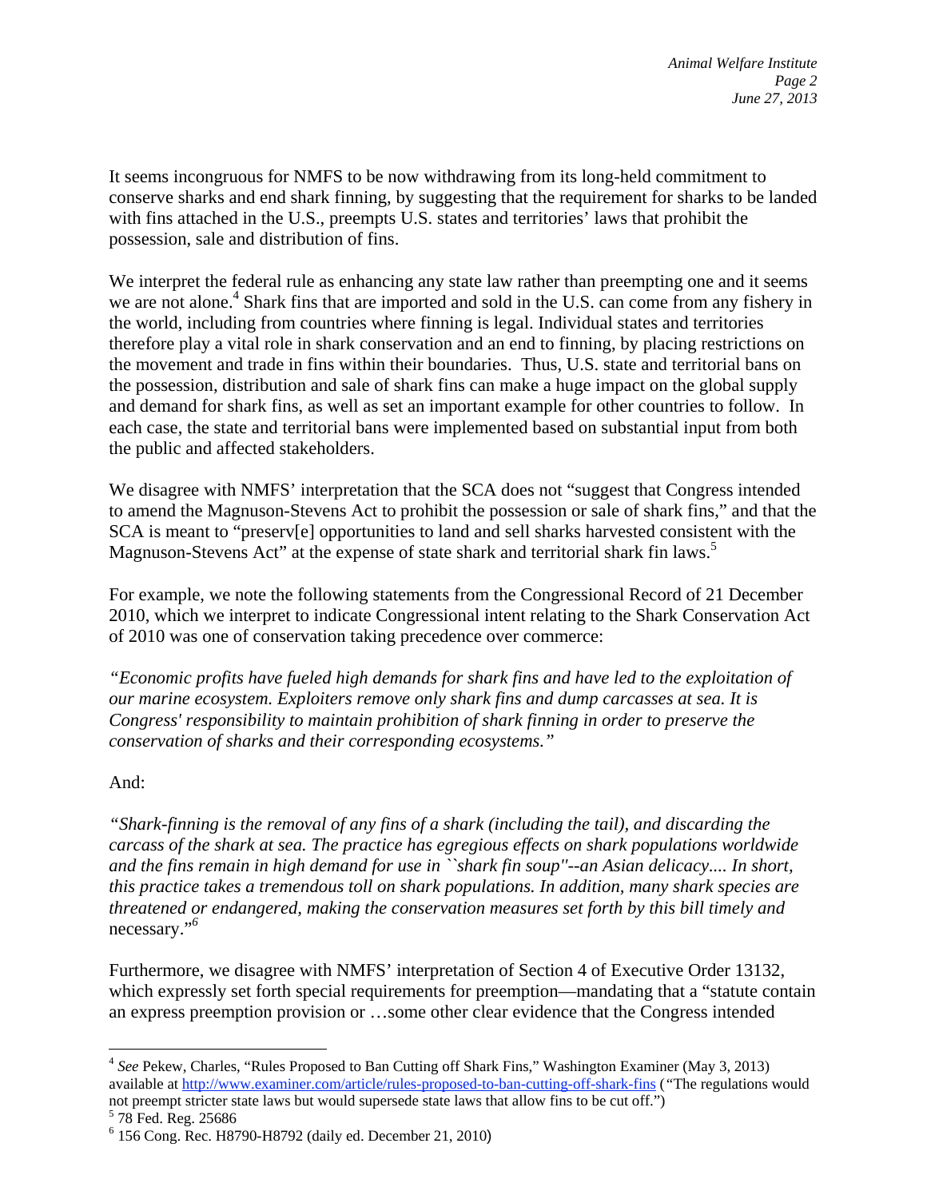It seems incongruous for NMFS to be now withdrawing from its long-held commitment to conserve sharks and end shark finning, by suggesting that the requirement for sharks to be landed with fins attached in the U.S., preempts U.S. states and territories' laws that prohibit the possession, sale and distribution of fins.

We interpret the federal rule as enhancing any state law rather than preempting one and it seems we are not alone.[4] Shark fins that are imported and sold in the U.S. can come from any fishery in the world, including from countries where finning is legal. Individual states and territories therefore play a vital role in shark conservation and an end to finning, by placing restrictions on the movement and trade in fins within their boundaries. Thus, U.S. state and territorial bans on the possession, distribution and sale of shark fins can make a huge impact on the global supply and demand for shark fins, as well as set an important example for other countries to follow. In each case, the state and territorial bans were implemented based on substantial input from both the public and affected stakeholders.

We disagree with NMFS' interpretation that the SCA does not "suggest that Congress intended to amend the Magnuson-Stevens Act to prohibit the possession or sale of shark fins," and that the SCA is meant to "preserv[e] opportunities to land and sell sharks harvested consistent with the Magnuson-Stevens Act" at the expense of state shark and territorial shark fin laws.[5]

For example, we note the following statements from the Congressional Record of 21 December 2010, which we interpret to indicate Congressional intent relating to the Shark Conservation Act of 2010 was one of conservation taking precedence over commerce:

*"Economic profits have fueled high demands for shark fins and have led to the exploitation of our marine ecosystem. Exploiters remove only shark fins and dump carcasses at sea. It is Congress' responsibility to maintain prohibition of shark finning in order to preserve the conservation of sharks and their corresponding ecosystems."*

And:

*"Shark-finning is the removal of any fins of a shark (including the tail), and discarding the carcass of the shark at sea. The practice has egregious effects on shark populations worldwide and the fins remain in high demand for use in ``shark fin soup''--an Asian delicacy.... In short, this practice takes a tremendous toll on shark populations. In addition, many shark species are threatened or endangered, making the conservation measures set forth by this bill timely and* necessary."[6]

Furthermore, we disagree with NMFS' interpretation of Section 4 of Executive Order 13132, which expressly set forth special requirements for preemption—mandating that a "statute contain an express preemption provision or …some other clear evidence that the Congress intended

---

[4] *See* Pekew, Charles, "Rules Proposed to Ban Cutting off Shark Fins," Washington Examiner (May 3, 2013) available at http://www.examiner.com/article/rules-proposed-to-ban-cutting-off-shark-fins ("The regulations would not preempt stricter state laws but would supersede state laws that allow fins to be cut off.")

[5] 78 Fed. Reg. 25686

[6] 156 Cong. Rec. H8790-H8792 (daily ed. December 21, 2010)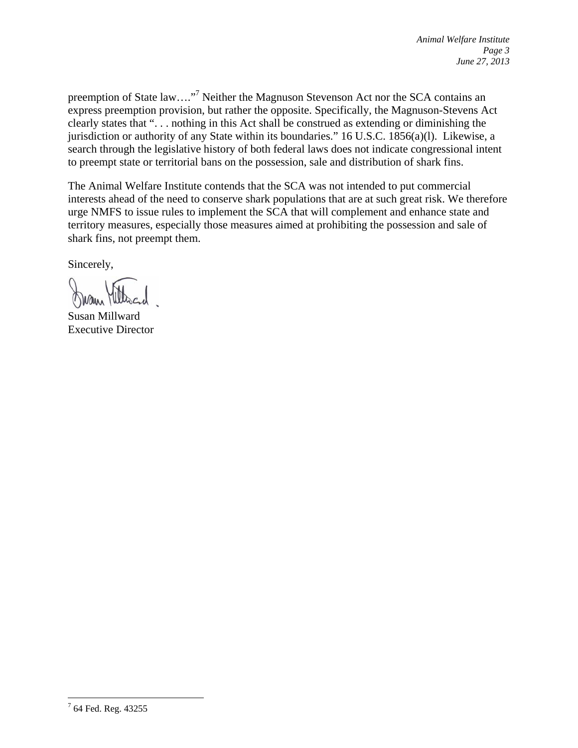preemption of State law…."[7] Neither the Magnuson Stevenson Act nor the SCA contains an express preemption provision, but rather the opposite. Specifically, the Magnuson-Stevens Act clearly states that ". . . nothing in this Act shall be construed as extending or diminishing the jurisdiction or authority of any State within its boundaries." 16 U.S.C. 1856(a)(l). Likewise, a search through the legislative history of both federal laws does not indicate congressional intent to preempt state or territorial bans on the possession, sale and distribution of shark fins.

The Animal Welfare Institute contends that the SCA was not intended to put commercial interests ahead of the need to conserve shark populations that are at such great risk. We therefore urge NMFS to issue rules to implement the SCA that will complement and enhance state and territory measures, especially those measures aimed at prohibiting the possession and sale of shark fins, not preempt them.

Sincerely,

Susan Millward
Executive Director

---

[7] 64 Fed. Reg. 43255